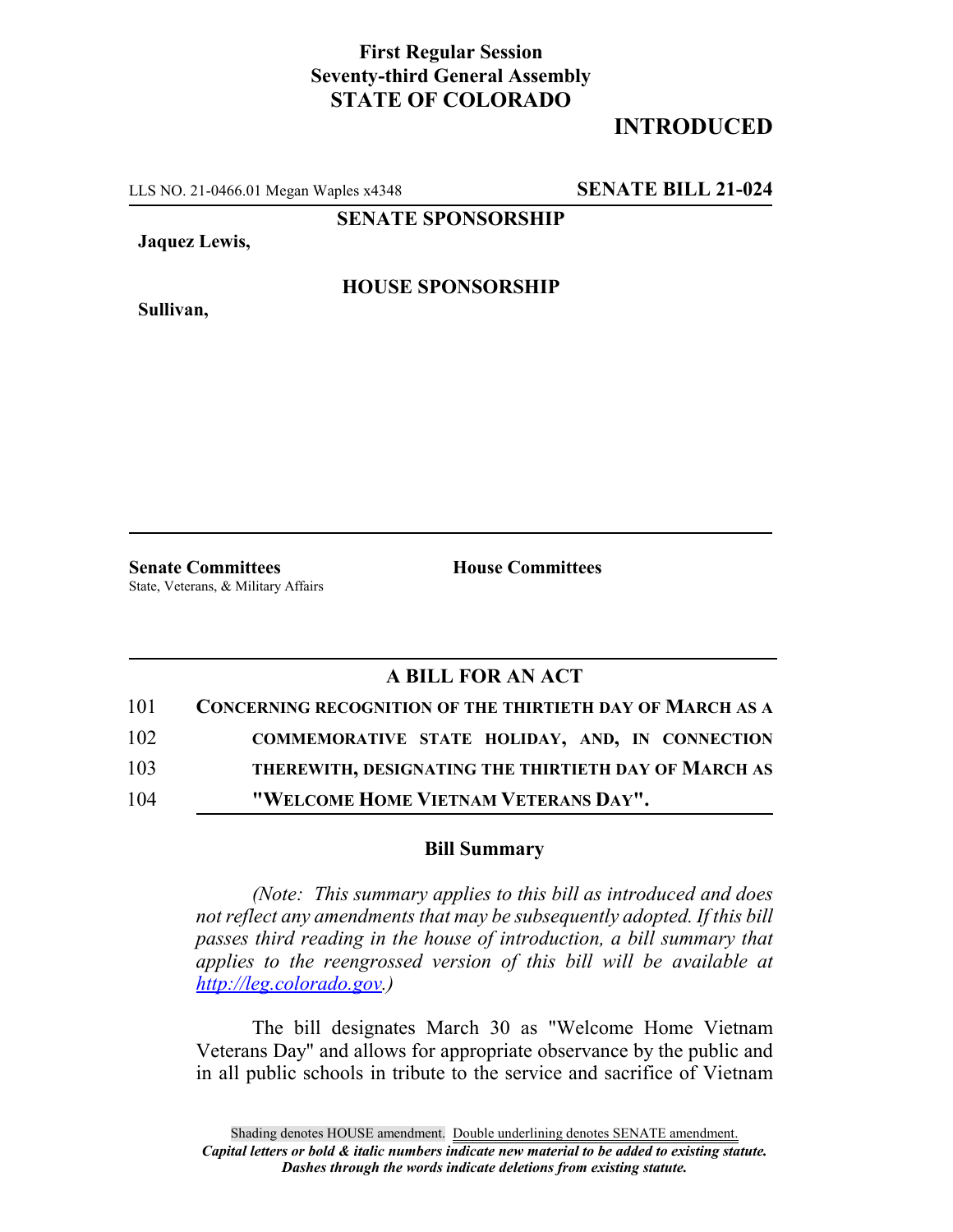**First Regular Session**
**Seventy-third General Assembly**
**STATE OF COLORADO**

**INTRODUCED**

LLS NO. 21-0466.01 Megan Waples x4348 **SENATE BILL 21-024**

**SENATE SPONSORSHIP**

**Jaquez Lewis,**

**HOUSE SPONSORSHIP**

**Sullivan,**

**Senate Committees**
State, Veterans, & Military Affairs

**House Committees**

## A BILL FOR AN ACT

101 **CONCERNING RECOGNITION OF THE THIRTIETH DAY OF MARCH AS A**
102 **COMMEMORATIVE STATE HOLIDAY, AND, IN CONNECTION**
103 **THEREWITH, DESIGNATING THE THIRTIETH DAY OF MARCH AS**
104 **"WELCOME HOME VIETNAM VETERANS DAY".**

### Bill Summary

*(Note: This summary applies to this bill as introduced and does not reflect any amendments that may be subsequently adopted. If this bill passes third reading in the house of introduction, a bill summary that applies to the reengrossed version of this bill will be available at http://leg.colorado.gov.)*

The bill designates March 30 as "Welcome Home Vietnam Veterans Day" and allows for appropriate observance by the public and in all public schools in tribute to the service and sacrifice of Vietnam

Shading denotes HOUSE amendment. Double underlining denotes SENATE amendment.
***Capital letters or bold & italic numbers indicate new material to be added to existing statute.***
***Dashes through the words indicate deletions from existing statute.***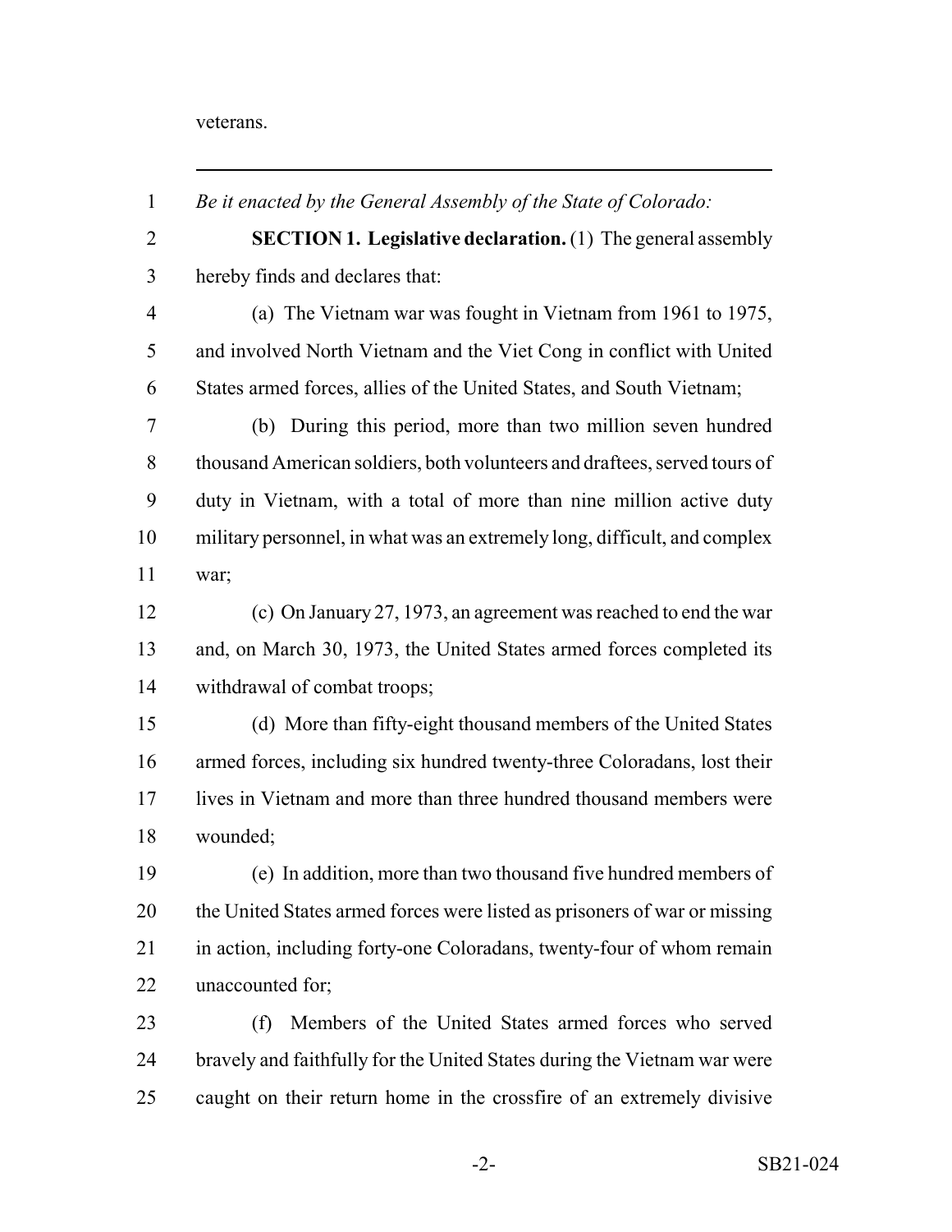veterans.

---

*Be it enacted by the General Assembly of the State of Colorado:*

**SECTION 1. Legislative declaration.** (1) The general assembly hereby finds and declares that:

(a) The Vietnam war was fought in Vietnam from 1961 to 1975, and involved North Vietnam and the Viet Cong in conflict with United States armed forces, allies of the United States, and South Vietnam;

(b) During this period, more than two million seven hundred thousand American soldiers, both volunteers and draftees, served tours of duty in Vietnam, with a total of more than nine million active duty military personnel, in what was an extremely long, difficult, and complex war;

(c) On January 27, 1973, an agreement was reached to end the war and, on March 30, 1973, the United States armed forces completed its withdrawal of combat troops;

(d) More than fifty-eight thousand members of the United States armed forces, including six hundred twenty-three Coloradans, lost their lives in Vietnam and more than three hundred thousand members were wounded;

(e) In addition, more than two thousand five hundred members of the United States armed forces were listed as prisoners of war or missing in action, including forty-one Coloradans, twenty-four of whom remain unaccounted for;

(f) Members of the United States armed forces who served bravely and faithfully for the United States during the Vietnam war were caught on their return home in the crossfire of an extremely divisive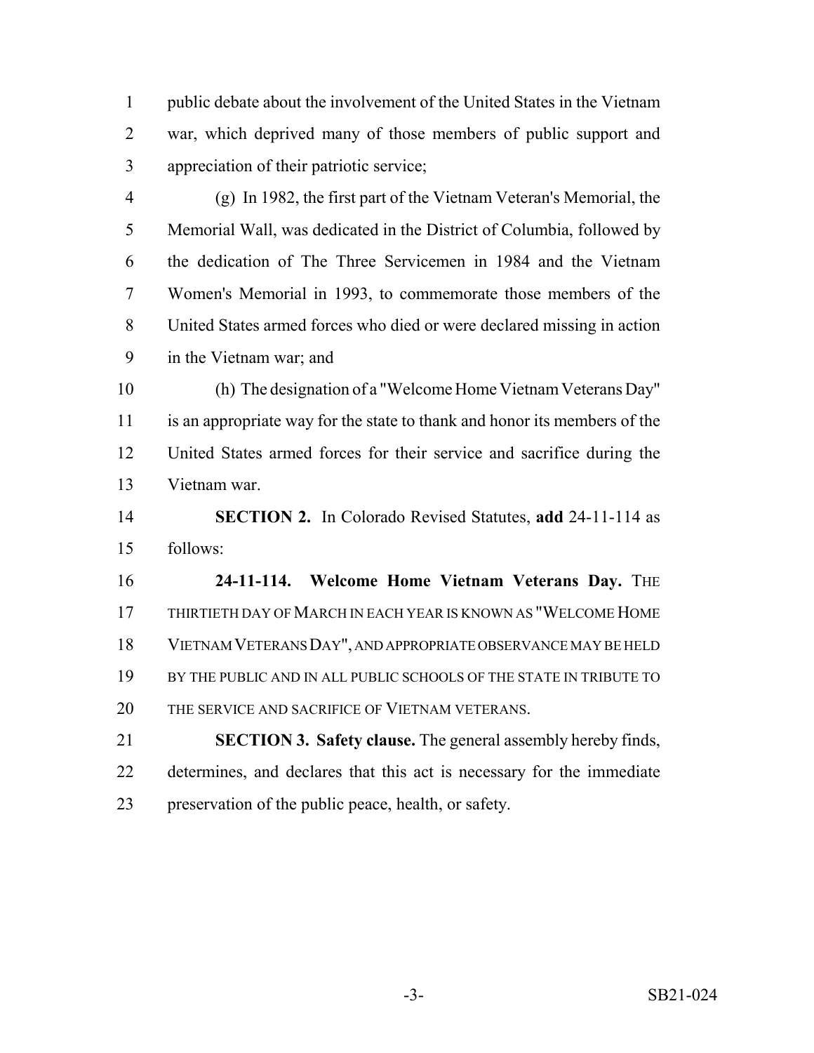public debate about the involvement of the United States in the Vietnam war, which deprived many of those members of public support and appreciation of their patriotic service;

(g) In 1982, the first part of the Vietnam Veteran's Memorial, the Memorial Wall, was dedicated in the District of Columbia, followed by the dedication of The Three Servicemen in 1984 and the Vietnam Women's Memorial in 1993, to commemorate those members of the United States armed forces who died or were declared missing in action in the Vietnam war; and

(h) The designation of a "Welcome Home Vietnam Veterans Day" is an appropriate way for the state to thank and honor its members of the United States armed forces for their service and sacrifice during the Vietnam war.

**SECTION 2.** In Colorado Revised Statutes, **add** 24-11-114 as follows:

**24-11-114. Welcome Home Vietnam Veterans Day.** THE THIRTIETH DAY OF MARCH IN EACH YEAR IS KNOWN AS "WELCOME HOME VIETNAM VETERANS DAY", AND APPROPRIATE OBSERVANCE MAY BE HELD BY THE PUBLIC AND IN ALL PUBLIC SCHOOLS OF THE STATE IN TRIBUTE TO THE SERVICE AND SACRIFICE OF VIETNAM VETERANS.

**SECTION 3. Safety clause.** The general assembly hereby finds, determines, and declares that this act is necessary for the immediate preservation of the public peace, health, or safety.